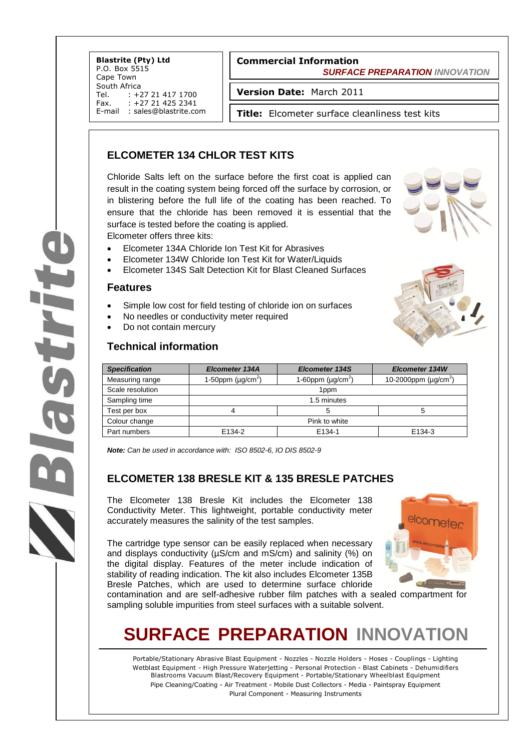**Blastrite (Pty) Ltd**
P.O. Box 5515
Cape Town
South Africa
Tel. : +27 21 417 1700
Fax. : +27 21 425 2341
E-mail : sales@blastrite.com

**Commercial Information**
***SURFACE PREPARATION** INNOVATION*

**Version Date:** March 2011

**Title:** Elcometer surface cleanliness test kits

## ELCOMETER 134 CHLOR TEST KITS

Chloride Salts left on the surface before the first coat is applied can result in the coating system being forced off the surface by corrosion, or in blistering before the full life of the coating has been reached. To ensure that the chloride has been removed it is essential that the surface is tested before the coating is applied.
Elcometer offers three kits:

- Elcometer 134A Chloride Ion Test Kit for Abrasives
- Elcometer 134W Chloride Ion Test Kit for Water/Liquids
- Elcometer 134S Salt Detection Kit for Blast Cleaned Surfaces

### Features

- Simple low cost for field testing of chloride ion on surfaces
- No needles or conductivity meter required
- Do not contain mercury

### Technical information

| *Specification* | *Elcometer 134A* | *Elcometer 134S* | *Elcometer 134W* |
|---|---|---|---|
| Measuring range | 1-50ppm (µg/cm$^2$) | 1-60ppm (µg/cm$^2$) | 10-2000ppm (µg/cm$^2$) |
| Scale resolution | 1ppm | | |
| Sampling time | 1.5 minutes | | |
| Test per box | 4 | 5 | 5 |
| Colour change | Pink to white | | |
| Part numbers | E134-2 | E134-1 | E134-3 |

***Note:** Can be used in accordance with: ISO 8502-6, IO DIS 8502-9*

## ELCOMETER 138 BRESLE KIT & 135 BRESLE PATCHES

The Elcometer 138 Bresle Kit includes the Elcometer 138 Conductivity Meter. This lightweight, portable conductivity meter accurately measures the salinity of the test samples.

The cartridge type sensor can be easily replaced when necessary and displays conductivity (µS/cm and mS/cm) and salinity (%) on the digital display. Features of the meter include indication of stability of reading indication. The kit also includes Elcometer 135B Bresle Patches, which are used to determine surface chloride contamination and are self-adhesive rubber film patches with a sealed compartment for sampling soluble impurities from steel surfaces with a suitable solvent.

# SURFACE PREPARATION INNOVATION

Portable/Stationary Abrasive Blast Equipment - Nozzles - Nozzle Holders - Hoses - Couplings - Lighting
Wetblast Equipment - High Pressure Waterjetting - Personal Protection - Blast Cabinets - Dehumidifiers
Blastrooms Vacuum Blast/Recovery Equipment - Portable/Stationary Wheelblast Equipment
Pipe Cleaning/Coating - Air Treatment - Mobile Dust Collectors - Media - Paintspray Equipment
Plural Component - Measuring Instruments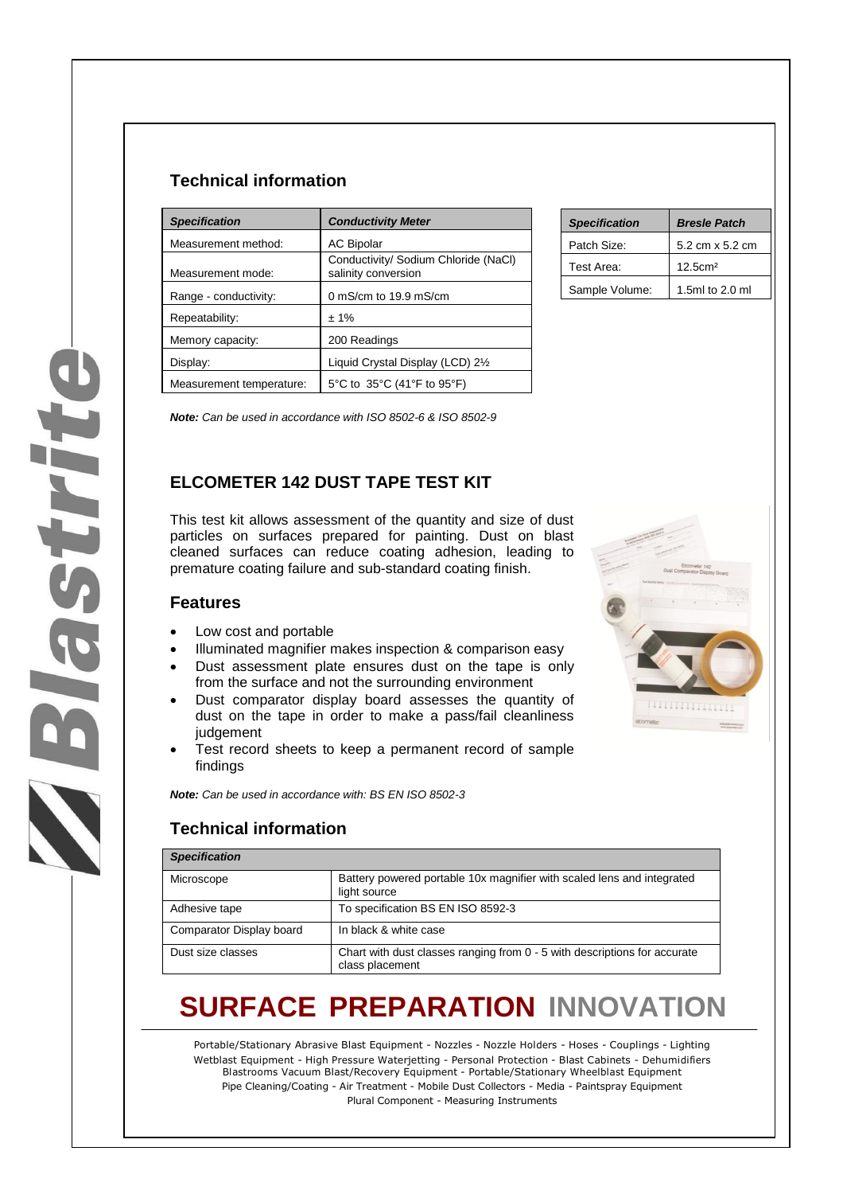## Technical information

| *Specification* | *Conductivity Meter* |
|---|---|
| Measurement method: | AC Bipolar |
| Measurement mode: | Conductivity/ Sodium Chloride (NaCl) salinity conversion |
| Range - conductivity: | 0 mS/cm to 19.9 mS/cm |
| Repeatability: | ± 1% |
| Memory capacity: | 200 Readings |
| Display: | Liquid Crystal Display (LCD) 2½ |
| Measurement temperature: | 5°C to 35°C (41°F to 95°F) |

| *Specification* | *Bresle Patch* |
|---|---|
| Patch Size: | 5.2 cm x 5.2 cm |
| Test Area: | 12.5cm² |
| Sample Volume: | 1.5ml to 2.0 ml |

***Note:*** *Can be used in accordance with ISO 8502-6 & ISO 8502-9*

## ELCOMETER 142 DUST TAPE TEST KIT

This test kit allows assessment of the quantity and size of dust particles on surfaces prepared for painting. Dust on blast cleaned surfaces can reduce coating adhesion, leading to premature coating failure and sub-standard coating finish.

### Features

- Low cost and portable
- Illuminated magnifier makes inspection & comparison easy
- Dust assessment plate ensures dust on the tape is only from the surface and not the surrounding environment
- Dust comparator display board assesses the quantity of dust on the tape in order to make a pass/fail cleanliness judgement
- Test record sheets to keep a permanent record of sample findings

***Note:*** *Can be used in accordance with: BS EN ISO 8502-3*

### Technical information

| *Specification* | |
|---|---|
| Microscope | Battery powered portable 10x magnifier with scaled lens and integrated light source |
| Adhesive tape | To specification BS EN ISO 8592-3 |
| Comparator Display board | In black & white case |
| Dust size classes | Chart with dust classes ranging from 0 - 5 with descriptions for accurate class placement |

# SURFACE PREPARATION INNOVATION

Portable/Stationary Abrasive Blast Equipment - Nozzles - Nozzle Holders - Hoses - Couplings - Lighting
Wetblast Equipment - High Pressure Waterjetting - Personal Protection - Blast Cabinets - Dehumidifiers
Blastrooms Vacuum Blast/Recovery Equipment - Portable/Stationary Wheelblast Equipment
Pipe Cleaning/Coating - Air Treatment - Mobile Dust Collectors - Media - Paintspray Equipment
Plural Component - Measuring Instruments